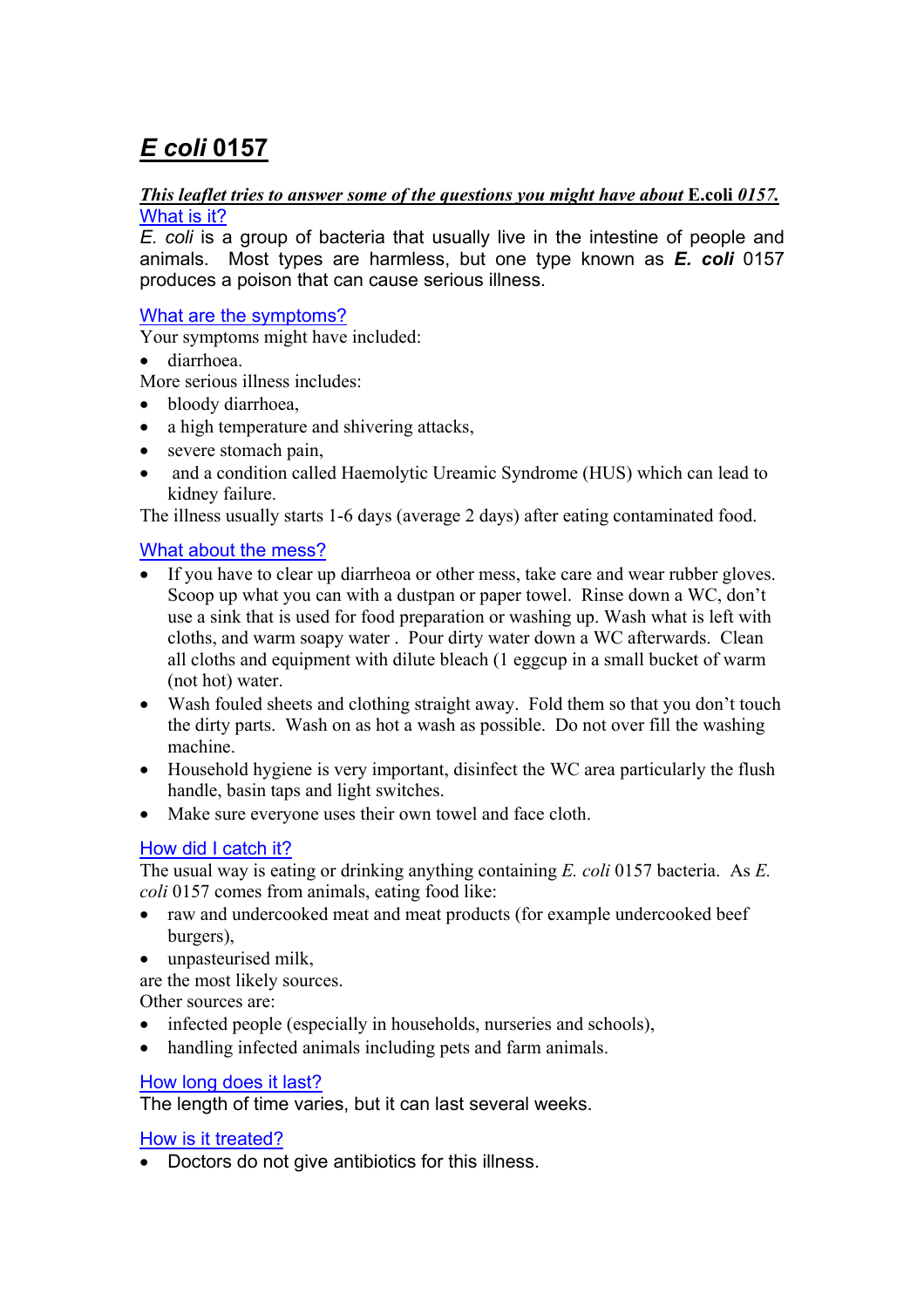# *E coli* 0157

***This leaflet tries to answer some of the questions you might have about* E.coli *0157.***

## What is it?

*E. coli* is a group of bacteria that usually live in the intestine of people and animals. Most types are harmless, but one type known as ***E. coli*** 0157 produces a poison that can cause serious illness.

## What are the symptoms?

Your symptoms might have included:

- diarrhoea.

More serious illness includes:

- bloody diarrhoea,
- a high temperature and shivering attacks,
- severe stomach pain,
- and a condition called Haemolytic Ureamic Syndrome (HUS) which can lead to kidney failure.

The illness usually starts 1-6 days (average 2 days) after eating contaminated food.

## What about the mess?

- If you have to clear up diarrheoa or other mess, take care and wear rubber gloves. Scoop up what you can with a dustpan or paper towel. Rinse down a WC, don't use a sink that is used for food preparation or washing up. Wash what is left with cloths, and warm soapy water . Pour dirty water down a WC afterwards. Clean all cloths and equipment with dilute bleach (1 eggcup in a small bucket of warm (not hot) water.
- Wash fouled sheets and clothing straight away. Fold them so that you don't touch the dirty parts. Wash on as hot a wash as possible. Do not over fill the washing machine.
- Household hygiene is very important, disinfect the WC area particularly the flush handle, basin taps and light switches.
- Make sure everyone uses their own towel and face cloth.

## How did I catch it?

The usual way is eating or drinking anything containing *E. coli* 0157 bacteria. As *E. coli* 0157 comes from animals, eating food like:

- raw and undercooked meat and meat products (for example undercooked beef burgers),
- unpasteurised milk,

are the most likely sources.

Other sources are:

- infected people (especially in households, nurseries and schools),
- handling infected animals including pets and farm animals.

## How long does it last?

The length of time varies, but it can last several weeks.

## How is it treated?

- Doctors do not give antibiotics for this illness.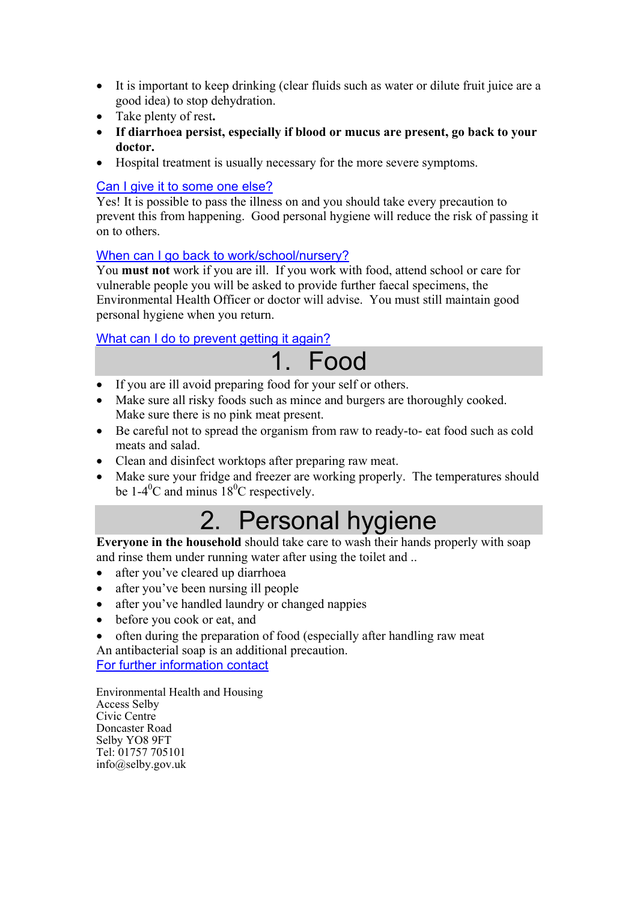- It is important to keep drinking (clear fluids such as water or dilute fruit juice are a good idea) to stop dehydration.
- Take plenty of rest**.**
- **If diarrhoea persist, especially if blood or mucus are present, go back to your doctor.**
- Hospital treatment is usually necessary for the more severe symptoms.

### Can I give it to some one else?

Yes! It is possible to pass the illness on and you should take every precaution to prevent this from happening. Good personal hygiene will reduce the risk of passing it on to others.

### When can I go back to work/school/nursery?

You **must not** work if you are ill. If you work with food, attend school or care for vulnerable people you will be asked to provide further faecal specimens, the Environmental Health Officer or doctor will advise. You must still maintain good personal hygiene when you return.

### What can I do to prevent getting it again?

## 1. Food

- If you are ill avoid preparing food for your self or others.
- Make sure all risky foods such as mince and burgers are thoroughly cooked. Make sure there is no pink meat present.
- Be careful not to spread the organism from raw to ready-to- eat food such as cold meats and salad.
- Clean and disinfect worktops after preparing raw meat.
- Make sure your fridge and freezer are working properly. The temperatures should be 1-4$^{0}$C and minus 18$^{0}$C respectively.

## 2. Personal hygiene

**Everyone in the household** should take care to wash their hands properly with soap and rinse them under running water after using the toilet and ..

- after you've cleared up diarrhoea
- after you've been nursing ill people
- after you've handled laundry or changed nappies
- before you cook or eat, and
- often during the preparation of food (especially after handling raw meat

An antibacterial soap is an additional precaution.

### For further information contact

Environmental Health and Housing
Access Selby
Civic Centre
Doncaster Road
Selby YO8 9FT
Tel: 01757 705101
info@selby.gov.uk